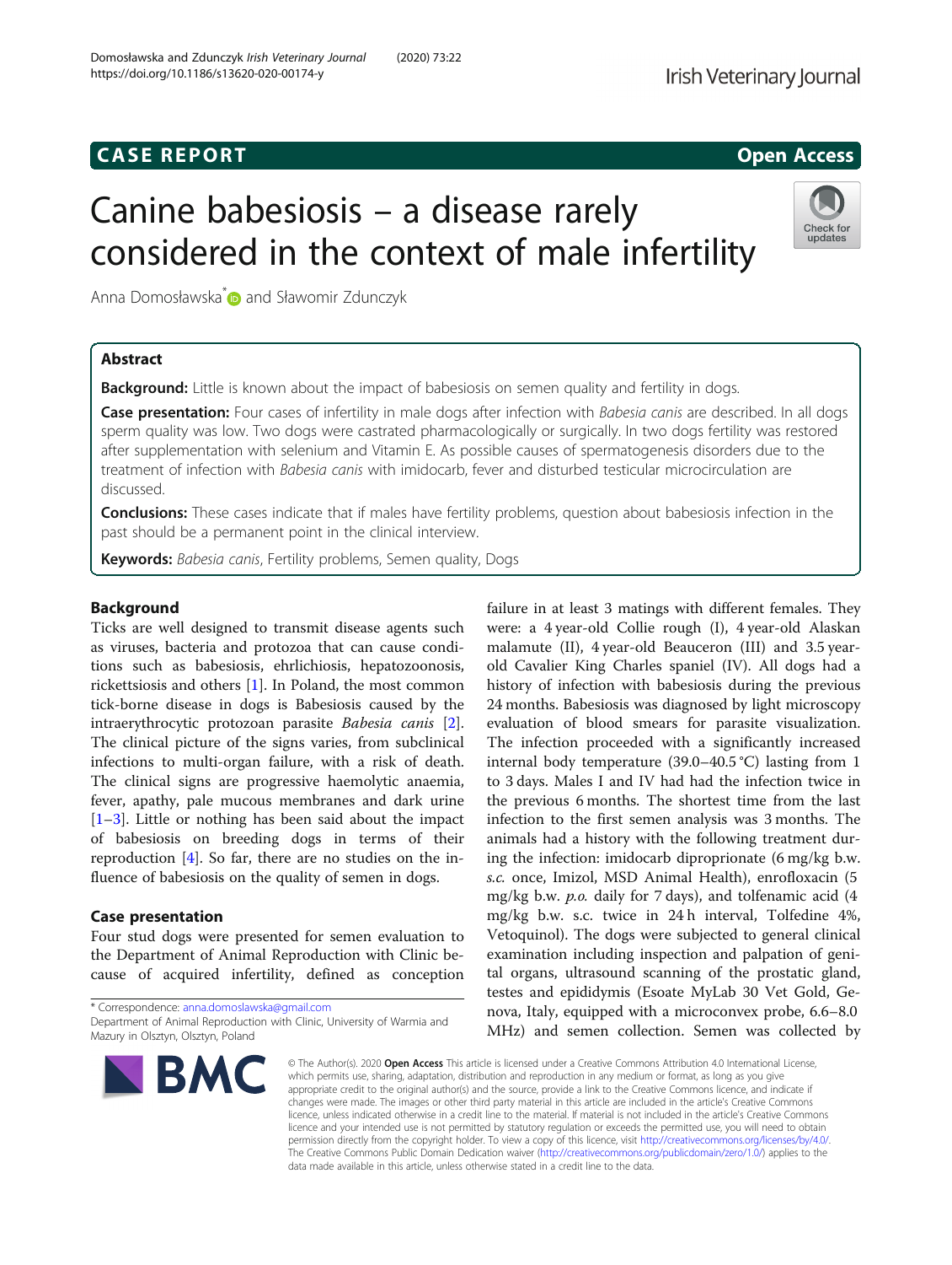# CASE REPORT

**Open Access**

# Canine babesiosis – a disease rarely considered in the context of male infertility

Anna Domosławska* and Sławomir Zdunczyk

## Abstract

**Background:** Little is known about the impact of babesiosis on semen quality and fertility in dogs.

**Case presentation:** Four cases of infertility in male dogs after infection with *Babesia canis* are described. In all dogs sperm quality was low. Two dogs were castrated pharmacologically or surgically. In two dogs fertility was restored after supplementation with selenium and Vitamin E. As possible causes of spermatogenesis disorders due to the treatment of infection with *Babesia canis* with imidocarb, fever and disturbed testicular microcirculation are discussed.

**Conclusions:** These cases indicate that if males have fertility problems, question about babesiosis infection in the past should be a permanent point in the clinical interview.

**Keywords:** *Babesia canis*, Fertility problems, Semen quality, Dogs

## Background

Ticks are well designed to transmit disease agents such as viruses, bacteria and protozoa that can cause conditions such as babesiosis, ehrlichiosis, hepatozoonosis, rickettsiosis and others [1]. In Poland, the most common tick-borne disease in dogs is Babesiosis caused by the intraerythrocytic protozoan parasite *Babesia canis* [2]. The clinical picture of the signs varies, from subclinical infections to multi-organ failure, with a risk of death. The clinical signs are progressive haemolytic anaemia, fever, apathy, pale mucous membranes and dark urine [1–3]. Little or nothing has been said about the impact of babesiosis on breeding dogs in terms of their reproduction [4]. So far, there are no studies on the influence of babesiosis on the quality of semen in dogs.

## Case presentation

Four stud dogs were presented for semen evaluation to the Department of Animal Reproduction with Clinic because of acquired infertility, defined as conception failure in at least 3 matings with different females. They were: a 4 year-old Collie rough (I), 4 year-old Alaskan malamute (II), 4 year-old Beauceron (III) and 3.5 year-old Cavalier King Charles spaniel (IV). All dogs had a history of infection with babesiosis during the previous 24 months. Babesiosis was diagnosed by light microscopy evaluation of blood smears for parasite visualization. The infection proceeded with a significantly increased internal body temperature (39.0–40.5 °C) lasting from 1 to 3 days. Males I and IV had had the infection twice in the previous 6 months. The shortest time from the last infection to the first semen analysis was 3 months. The animals had a history with the following treatment during the infection: imidocarb diproprionate (6 mg/kg b.w. *s.c.* once, Imizol, MSD Animal Health), enrofloxacin (5 mg/kg b.w. *p.o.* daily for 7 days), and tolfenamic acid (4 mg/kg b.w. s.c. twice in 24 h interval, Tolfedine 4%, Vetoquinol). The dogs were subjected to general clinical examination including inspection and palpation of genital organs, ultrasound scanning of the prostatic gland, testes and epididymis (Esoate MyLab 30 Vet Gold, Genova, Italy, equipped with a microconvex probe, 6.6–8.0 MHz) and semen collection. Semen was collected by

\* Correspondence: anna.domoslawska@gmail.com
Department of Animal Reproduction with Clinic, University of Warmia and Mazury in Olsztyn, Olsztyn, Poland

© The Author(s). 2020 **Open Access** This article is licensed under a Creative Commons Attribution 4.0 International License, which permits use, sharing, adaptation, distribution and reproduction in any medium or format, as long as you give appropriate credit to the original author(s) and the source, provide a link to the Creative Commons licence, and indicate if changes were made. The images or other third party material in this article are included in the article's Creative Commons licence, unless indicated otherwise in a credit line to the material. If material is not included in the article's Creative Commons licence and your intended use is not permitted by statutory regulation or exceeds the permitted use, you will need to obtain permission directly from the copyright holder. To view a copy of this licence, visit http://creativecommons.org/licenses/by/4.0/. The Creative Commons Public Domain Dedication waiver (http://creativecommons.org/publicdomain/zero/1.0/) applies to the data made available in this article, unless otherwise stated in a credit line to the data.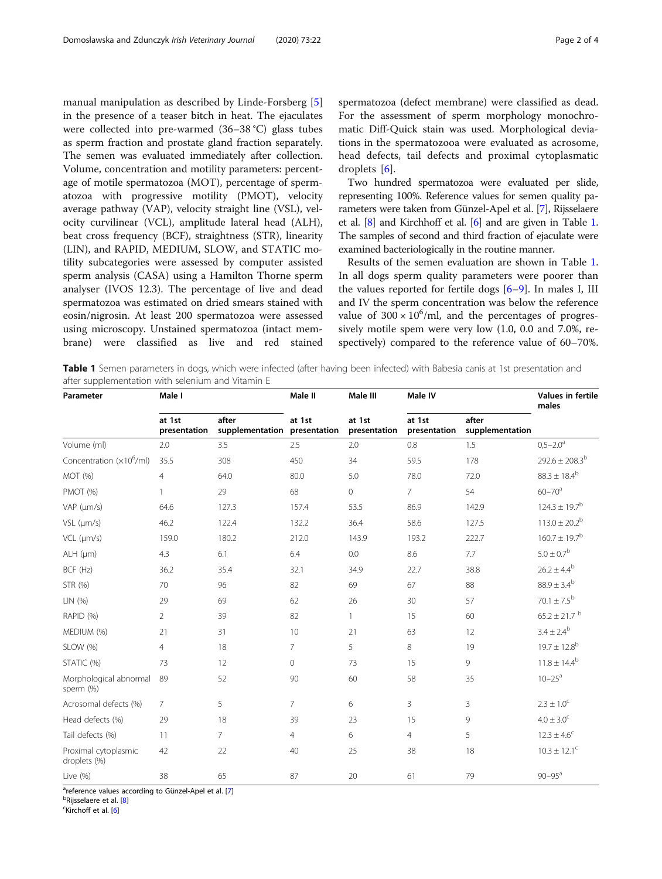manual manipulation as described by Linde-Forsberg [5] in the presence of a teaser bitch in heat. The ejaculates were collected into pre-warmed (36–38 °C) glass tubes as sperm fraction and prostate gland fraction separately. The semen was evaluated immediately after collection. Volume, concentration and motility parameters: percentage of motile spermatozoa (MOT), percentage of spermatozoa with progressive motility (PMOT), velocity average pathway (VAP), velocity straight line (VSL), velocity curvilinear (VCL), amplitude lateral head (ALH), beat cross frequency (BCF), straightness (STR), linearity (LIN), and RAPID, MEDIUM, SLOW, and STATIC motility subcategories were assessed by computer assisted sperm analysis (CASA) using a Hamilton Thorne sperm analyser (IVOS 12.3). The percentage of live and dead spermatozoa was estimated on dried smears stained with eosin/nigrosin. At least 200 spermatozoa were assessed using microscopy. Unstained spermatozoa (intact membrane) were classified as live and red stained spermatozoa (defect membrane) were classified as dead. For the assessment of sperm morphology monochromatic Diff-Quick stain was used. Morphological deviations in the spermatozooa were evaluated as acrosome, head defects, tail defects and proximal cytoplasmatic droplets [6].

Two hundred spermatozoa were evaluated per slide, representing 100%. Reference values for semen quality parameters were taken from Günzel-Apel et al. [7], Rijsselaere et al. [8] and Kirchhoff et al. [6] and are given in Table 1. The samples of second and third fraction of ejaculate were examined bacteriologically in the routine manner.

Results of the semen evaluation are shown in Table 1. In all dogs sperm quality parameters were poorer than the values reported for fertile dogs [6–9]. In males I, III and IV the sperm concentration was below the reference value of $300 \times 10^6$/ml, and the percentages of progressively motile spem were very low (1.0, 0.0 and 7.0%, respectively) compared to the reference value of 60–70%.

**Table 1** Semen parameters in dogs, which were infected (after having been infected) with Babesia canis at 1st presentation and after supplementation with selenium and Vitamin E

| Parameter | Male I | | Male II | Male III | Male IV | | Values in fertile males |
|---|---|---|---|---|---|---|---|
| | at 1st presentation | after supplementation | at 1st presentation | at 1st presentation | at 1st presentation | after supplementation | |
| Volume (ml) | 2.0 | 3.5 | 2.5 | 2.0 | 0.8 | 1.5 | 0,5–2.0[a] |
| Concentration ($\times 10^6$/ml) | 35.5 | 308 | 450 | 34 | 59.5 | 178 | 292.6 ± 208.3[b] |
| MOT (%) | 4 | 64.0 | 80.0 | 5.0 | 78.0 | 72.0 | 88.3 ± 18.4[b] |
| PMOT (%) | 1 | 29 | 68 | 0 | 7 | 54 | 60–70[a] |
| VAP (μm/s) | 64.6 | 127.3 | 157.4 | 53.5 | 86.9 | 142.9 | 124.3 ± 19.7[b] |
| VSL (μm/s) | 46.2 | 122.4 | 132.2 | 36.4 | 58.6 | 127.5 | 113.0 ± 20.2[b] |
| VCL (μm/s) | 159.0 | 180.2 | 212.0 | 143.9 | 193.2 | 222.7 | 160.7 ± 19.7[b] |
| ALH (μm) | 4.3 | 6.1 | 6.4 | 0.0 | 8.6 | 7.7 | 5.0 ± 0.7[b] |
| BCF (Hz) | 36.2 | 35.4 | 32.1 | 34.9 | 22.7 | 38.8 | 26.2 ± 4.4[b] |
| STR (%) | 70 | 96 | 82 | 69 | 67 | 88 | 88.9 ± 3.4[b] |
| LIN (%) | 29 | 69 | 62 | 26 | 30 | 57 | 70.1 ± 7.5[b] |
| RAPID (%) | 2 | 39 | 82 | 1 | 15 | 60 | 65.2 ± 21.7 [b] |
| MEDIUM (%) | 21 | 31 | 10 | 21 | 63 | 12 | 3.4 ± 2.4[b] |
| SLOW (%) | 4 | 18 | 7 | 5 | 8 | 19 | 19.7 ± 12.8[b] |
| STATIC (%) | 73 | 12 | 0 | 73 | 15 | 9 | 11.8 ± 14.4[b] |
| Morphological abnormal sperm (%) | 89 | 52 | 90 | 60 | 58 | 35 | 10–25[a] |
| Acrosomal defects (%) | 7 | 5 | 7 | 6 | 3 | 3 | 2.3 ± 1.0[c] |
| Head defects (%) | 29 | 18 | 39 | 23 | 15 | 9 | 4.0 ± 3.0[c] |
| Tail defects (%) | 11 | 7 | 4 | 6 | 4 | 5 | 12.3 ± 4.6[c] |
| Proximal cytoplasmic droplets (%) | 42 | 22 | 40 | 25 | 38 | 18 | 10.3 ± 12.1[c] |
| Live (%) | 38 | 65 | 87 | 20 | 61 | 79 | 90–95[a] |

[a]reference values according to Günzel-Apel et al. [7]
[b]Rijsselaere et al. [8]
[c]Kirchoff et al. [6]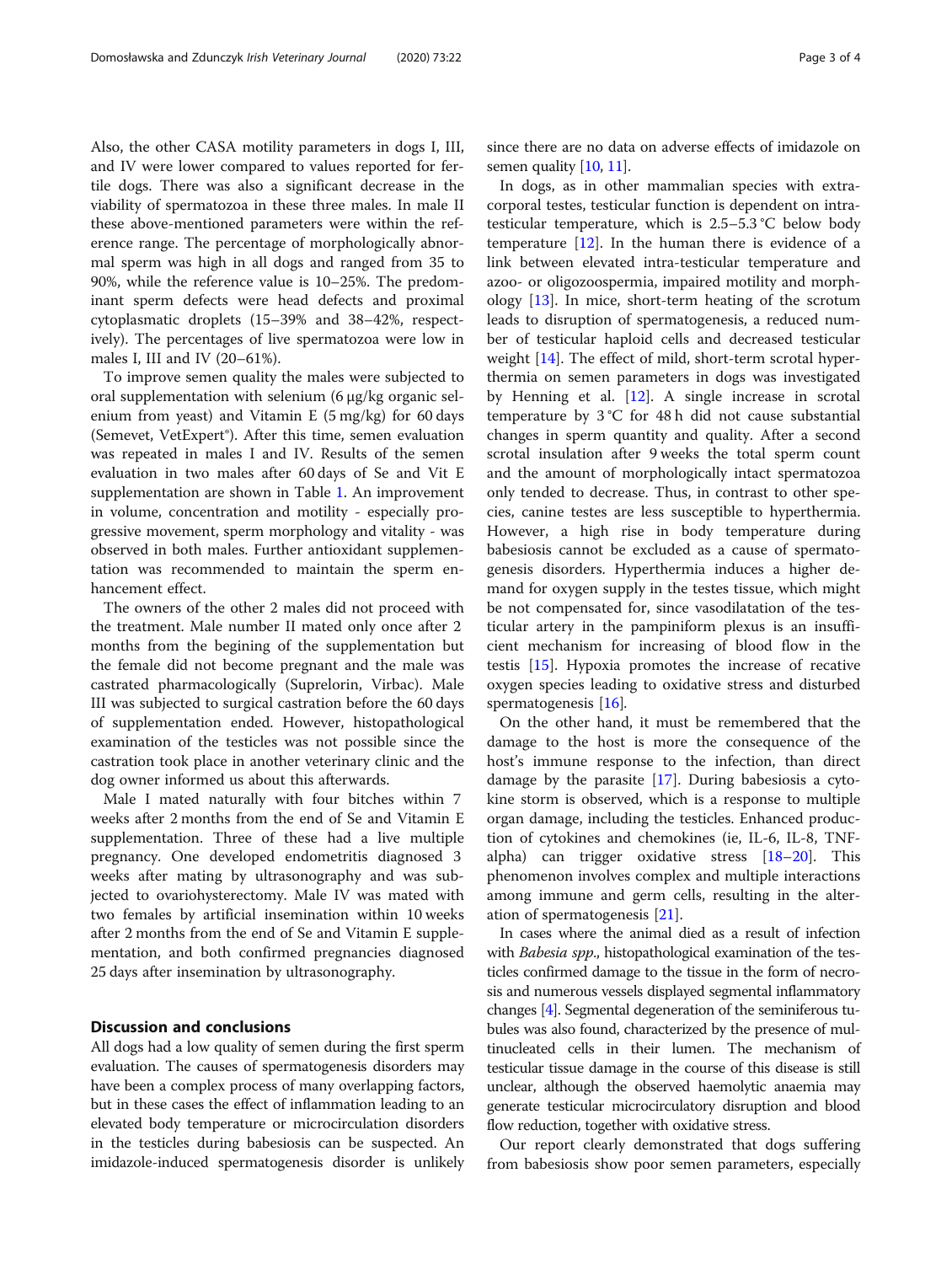Also, the other CASA motility parameters in dogs I, III, and IV were lower compared to values reported for fertile dogs. There was also a significant decrease in the viability of spermatozoa in these three males. In male II these above-mentioned parameters were within the reference range. The percentage of morphologically abnormal sperm was high in all dogs and ranged from 35 to 90%, while the reference value is 10–25%. The predominant sperm defects were head defects and proximal cytoplasmatic droplets (15–39% and 38–42%, respectively). The percentages of live spermatozoa were low in males I, III and IV (20–61%).

To improve semen quality the males were subjected to oral supplementation with selenium (6 μg/kg organic selenium from yeast) and Vitamin E (5 mg/kg) for 60 days (Semevet, VetExpert®). After this time, semen evaluation was repeated in males I and IV. Results of the semen evaluation in two males after 60 days of Se and Vit E supplementation are shown in Table 1. An improvement in volume, concentration and motility - especially progressive movement, sperm morphology and vitality - was observed in both males. Further antioxidant supplementation was recommended to maintain the sperm enhancement effect.

The owners of the other 2 males did not proceed with the treatment. Male number II mated only once after 2 months from the begining of the supplementation but the female did not become pregnant and the male was castrated pharmacologically (Suprelorin, Virbac). Male III was subjected to surgical castration before the 60 days of supplementation ended. However, histopathological examination of the testicles was not possible since the castration took place in another veterinary clinic and the dog owner informed us about this afterwards.

Male I mated naturally with four bitches within 7 weeks after 2 months from the end of Se and Vitamin E supplementation. Three of these had a live multiple pregnancy. One developed endometritis diagnosed 3 weeks after mating by ultrasonography and was subjected to ovariohysterectomy. Male IV was mated with two females by artificial insemination within 10 weeks after 2 months from the end of Se and Vitamin E supplementation, and both confirmed pregnancies diagnosed 25 days after insemination by ultrasonography.

## Discussion and conclusions

All dogs had a low quality of semen during the first sperm evaluation. The causes of spermatogenesis disorders may have been a complex process of many overlapping factors, but in these cases the effect of inflammation leading to an elevated body temperature or microcirculation disorders in the testicles during babesiosis can be suspected. An imidazole-induced spermatogenesis disorder is unlikely since there are no data on adverse effects of imidazole on semen quality [10, 11].

In dogs, as in other mammalian species with extracorporal testes, testicular function is dependent on intratesticular temperature, which is 2.5–5.3 °C below body temperature [12]. In the human there is evidence of a link between elevated intra-testicular temperature and azoo- or oligozoospermia, impaired motility and morphology [13]. In mice, short-term heating of the scrotum leads to disruption of spermatogenesis, a reduced number of testicular haploid cells and decreased testicular weight [14]. The effect of mild, short-term scrotal hyperthermia on semen parameters in dogs was investigated by Henning et al. [12]. A single increase in scrotal temperature by 3 °C for 48 h did not cause substantial changes in sperm quantity and quality. After a second scrotal insulation after 9 weeks the total sperm count and the amount of morphologically intact spermatozoa only tended to decrease. Thus, in contrast to other species, canine testes are less susceptible to hyperthermia. However, a high rise in body temperature during babesiosis cannot be excluded as a cause of spermatogenesis disorders. Hyperthermia induces a higher demand for oxygen supply in the testes tissue, which might be not compensated for, since vasodilatation of the testicular artery in the pampiniform plexus is an insufficient mechanism for increasing of blood flow in the testis [15]. Hypoxia promotes the increase of recative oxygen species leading to oxidative stress and disturbed spermatogenesis [16].

On the other hand, it must be remembered that the damage to the host is more the consequence of the host's immune response to the infection, than direct damage by the parasite [17]. During babesiosis a cytokine storm is observed, which is a response to multiple organ damage, including the testicles. Enhanced production of cytokines and chemokines (ie, IL-6, IL-8, TNF-alpha) can trigger oxidative stress [18–20]. This phenomenon involves complex and multiple interactions among immune and germ cells, resulting in the alteration of spermatogenesis [21].

In cases where the animal died as a result of infection with *Babesia spp.*, histopathological examination of the testicles confirmed damage to the tissue in the form of necrosis and numerous vessels displayed segmental inflammatory changes [4]. Segmental degeneration of the seminiferous tubules was also found, characterized by the presence of multinucleated cells in their lumen. The mechanism of testicular tissue damage in the course of this disease is still unclear, although the observed haemolytic anaemia may generate testicular microcirculatory disruption and blood flow reduction, together with oxidative stress.

Our report clearly demonstrated that dogs suffering from babesiosis show poor semen parameters, especially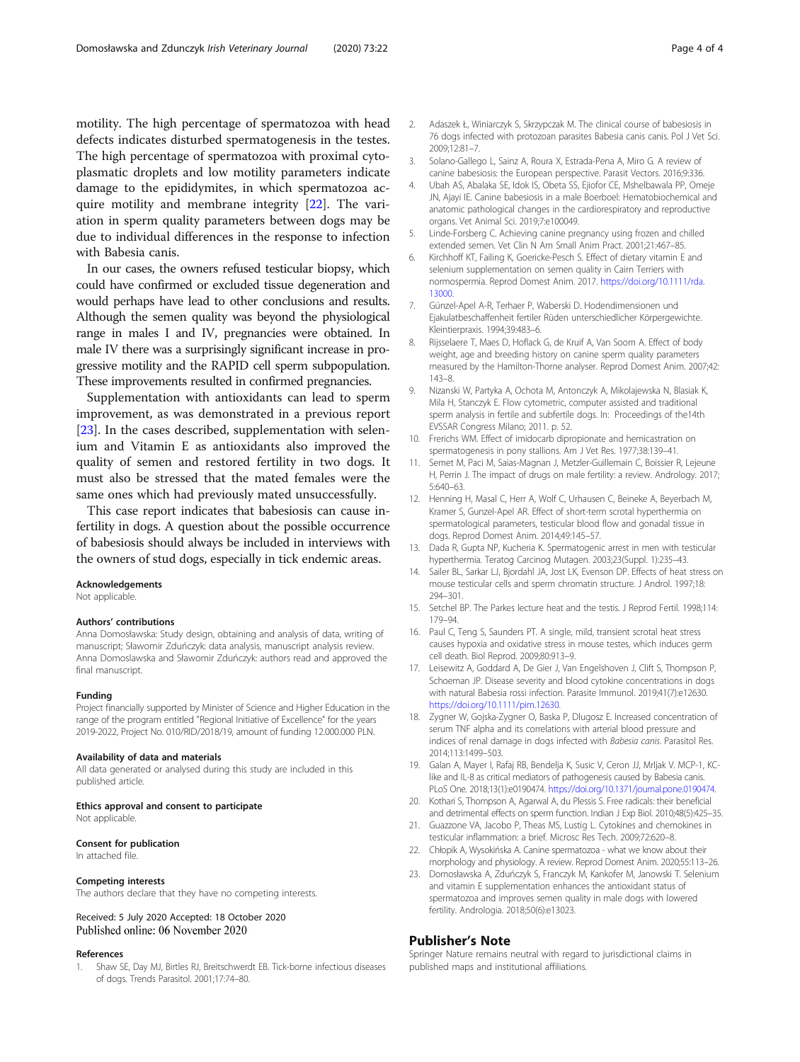motility. The high percentage of spermatozoa with head defects indicates disturbed spermatogenesis in the testes. The high percentage of spermatozoa with proximal cytoplasmatic droplets and low motility parameters indicate damage to the epididymites, in which spermatozoa acquire motility and membrane integrity [22]. The variation in sperm quality parameters between dogs may be due to individual differences in the response to infection with Babesia canis.

In our cases, the owners refused testicular biopsy, which could have confirmed or excluded tissue degeneration and would perhaps have lead to other conclusions and results. Although the semen quality was beyond the physiological range in males I and IV, pregnancies were obtained. In male IV there was a surprisingly significant increase in progressive motility and the RAPID cell sperm subpopulation. These improvements resulted in confirmed pregnancies.

Supplementation with antioxidants can lead to sperm improvement, as was demonstrated in a previous report [23]. In the cases described, supplementation with selenium and Vitamin E as antioxidants also improved the quality of semen and restored fertility in two dogs. It must also be stressed that the mated females were the same ones which had previously mated unsuccessfully.

This case report indicates that babesiosis can cause infertility in dogs. A question about the possible occurrence of babesiosis should always be included in interviews with the owners of stud dogs, especially in tick endemic areas.

#### Acknowledgements
Not applicable.

#### Authors' contributions
Anna Domosławska: Study design, obtaining and analysis of data, writing of manuscript; Sławomir Zduńczyk: data analysis, manuscript analysis review. Anna Domoslawska and Sławomir Zduńczyk: authors read and approved the final manuscript.

#### Funding
Project financially supported by Minister of Science and Higher Education in the range of the program entitled "Regional Initiative of Excellence" for the years 2019-2022, Project No. 010/RID/2018/19, amount of funding 12.000.000 PLN.

#### Availability of data and materials
All data generated or analysed during this study are included in this published article.

#### Ethics approval and consent to participate
Not applicable.

#### Consent for publication
In attached file.

#### Competing interests
The authors declare that they have no competing interests.

Received: 5 July 2020 Accepted: 18 October 2020
Published online: 06 November 2020

#### References
1. Shaw SE, Day MJ, Birtles RJ, Breitschwerdt EB. Tick-borne infectious diseases of dogs. Trends Parasitol. 2001;17:74–80.
2. Adaszek Ł, Winiarczyk S, Skrzypczak M. The clinical course of babesiosis in 76 dogs infected with protozoan parasites Babesia canis canis. Pol J Vet Sci. 2009;12:81–7.
3. Solano-Gallego L, Sainz A, Roura X, Estrada-Pena A, Miro G. A review of canine babesiosis: the European perspective. Parasit Vectors. 2016;9:336.
4. Ubah AS, Abalaka SE, Idok IS, Obeta SS, Ejiofor CE, Mshelbawala PP, Omeje JN, Ajayi IE. Canine babesiosis in a male Boerboel: Hematobiochemical and anatomic pathological changes in the cardiorespiratory and reproductive organs. Vet Animal Sci. 2019;7:e100049.
5. Linde-Forsberg C. Achieving canine pregnancy using frozen and chilled extended semen. Vet Clin N Am Small Anim Pract. 2001;21:467–85.
6. Kirchhoff KT, Failing K, Goericke-Pesch S. Effect of dietary vitamin E and selenium supplementation on semen quality in Cairn Terriers with normospermia. Reprod Domest Anim. 2017. https://doi.org/10.1111/rda.13000.
7. Günzel-Apel A-R, Terhaer P, Waberski D. Hodendimensionen und Ejakulatbeschaffenheit fertiler Rüden unterschiedlicher Körpergewichte. Kleintierpraxis. 1994;39:483–6.
8. Rijsselaere T, Maes D, Hoflack G, de Kruif A, Van Soom A. Effect of body weight, age and breeding history on canine sperm quality parameters measured by the Hamilton-Thorne analyser. Reprod Domest Anim. 2007;42:143–8.
9. Nizanski W, Partyka A, Ochota M, Antonczyk A, Mikolajewska N, Blasiak K, Mila H, Stanczyk E. Flow cytometric, computer assisted and traditional sperm analysis in fertile and subfertile dogs. In: Proceedings of the14th EVSSAR Congress Milano; 2011. p. 52.
10. Frerichs WM. Effect of imidocarb dipropionate and hemicastration on spermatogenesis in pony stallions. Am J Vet Res. 1977;38:139–41.
11. Semet M, Paci M, Saias-Magnan J, Metzler-Guillemain C, Boissier R, Lejeune H, Perrin J. The impact of drugs on male fertility: a review. Andrology. 2017;5:640–63.
12. Henning H, Masal C, Herr A, Wolf C, Urhausen C, Beineke A, Beyerbach M, Kramer S, Gunzel-Apel AR. Effect of short-term scrotal hyperthermia on spermatological parameters, testicular blood flow and gonadal tissue in dogs. Reprod Domest Anim. 2014;49:145–57.
13. Dada R, Gupta NP, Kucheria K. Spermatogenic arrest in men with testicular hyperthermia. Teratog Carcinog Mutagen. 2003;23(Suppl. 1):235–43.
14. Sailer BL, Sarkar LJ, Bjordahl JA, Jost LK, Evenson DP. Effects of heat stress on mouse testicular cells and sperm chromatin structure. J Androl. 1997;18:294–301.
15. Setchel BP. The Parkes lecture heat and the testis. J Reprod Fertil. 1998;114:179–94.
16. Paul C, Teng S, Saunders PT. A single, mild, transient scrotal heat stress causes hypoxia and oxidative stress in mouse testes, which induces germ cell death. Biol Reprod. 2009;80:913–9.
17. Leisewitz A, Goddard A, De Gier J, Van Engelshoven J, Clift S, Thompson P, Schoeman JP. Disease severity and blood cytokine concentrations in dogs with natural Babesia rossi infection. Parasite Immunol. 2019;41(7):e12630. https://doi.org/10.1111/pim.12630.
18. Zygner W, Gojska-Zygner O, Baska P, Dlugosz E. Increased concentration of serum TNF alpha and its correlations with arterial blood pressure and indices of renal damage in dogs infected with *Babesia canis*. Parasitol Res. 2014;113:1499–503.
19. Galan A, Mayer I, Rafaj RB, Bendelja K, Susic V, Ceron JJ, Mrljak V. MCP-1, KC-like and IL-8 as critical mediators of pathogenesis caused by Babesia canis. PLoS One. 2018;13(1):e0190474. https://doi.org/10.1371/journal.pone.0190474.
20. Kothari S, Thompson A, Agarwal A, du Plessis S. Free radicals: their beneficial and detrimental effects on sperm function. Indian J Exp Biol. 2010;48(5):425–35.
21. Guazzone VA, Jacobo P, Theas MS, Lustig L. Cytokines and chemokines in testicular inflammation: a brief. Microsc Res Tech. 2009;72:620–8.
22. Chłopik A, Wysokińska A. Canine spermatozoa - what we know about their morphology and physiology. A review. Reprod Domest Anim. 2020;55:113–26.
23. Domosławska A, Zduńczyk S, Franczyk M, Kankofer M, Janowski T. Selenium and vitamin E supplementation enhances the antioxidant status of spermatozoa and improves semen quality in male dogs with lowered fertility. Andrologia. 2018;50(6):e13023.

## Publisher's Note
Springer Nature remains neutral with regard to jurisdictional claims in published maps and institutional affiliations.